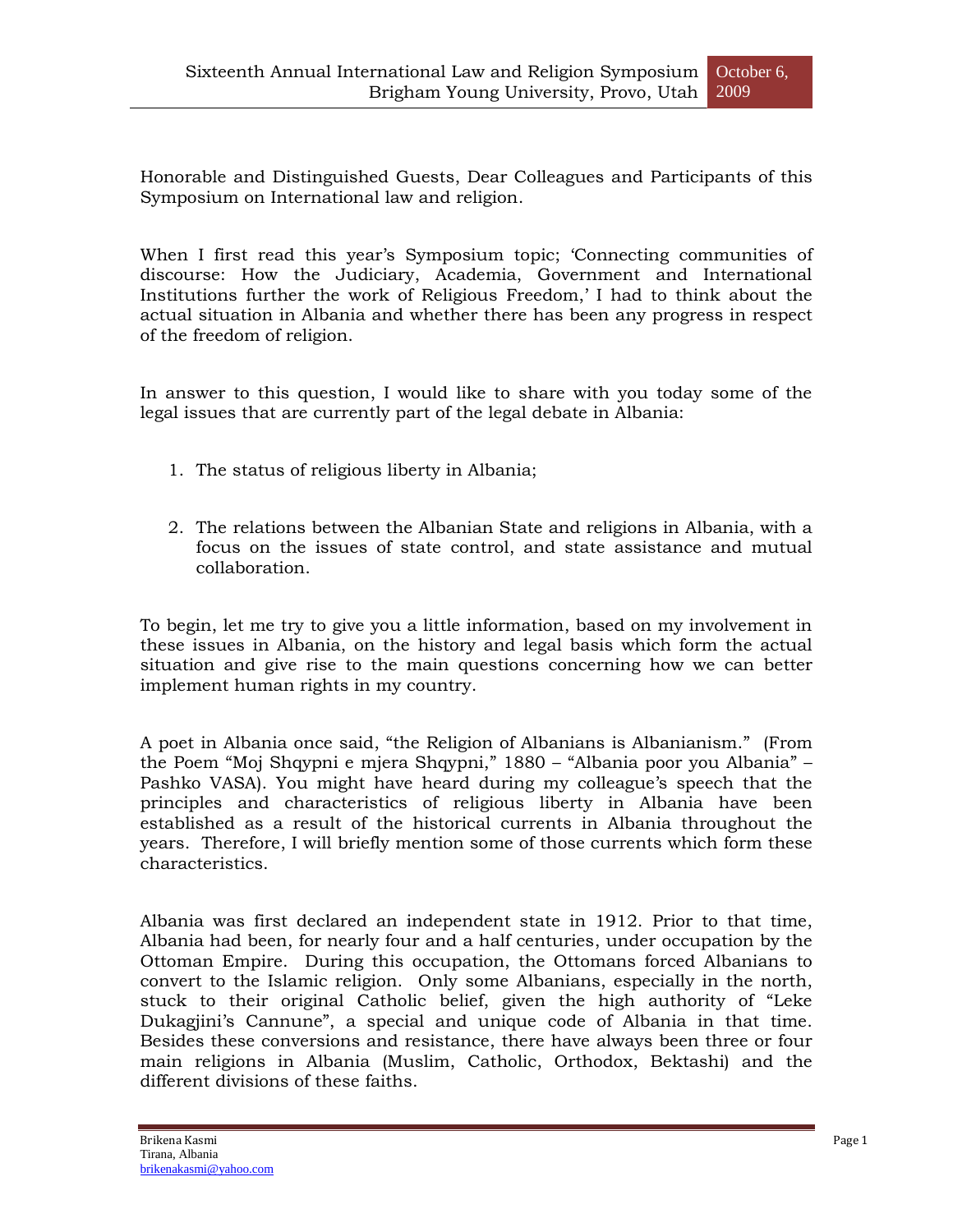Honorable and Distinguished Guests, Dear Colleagues and Participants of this Symposium on International law and religion.

When I first read this year's Symposium topic; 'Connecting communities of discourse: How the Judiciary, Academia, Government and International Institutions further the work of Religious Freedom,' I had to think about the actual situation in Albania and whether there has been any progress in respect of the freedom of religion.

In answer to this question, I would like to share with you today some of the legal issues that are currently part of the legal debate in Albania:

1. The status of religious liberty in Albania;

2. The relations between the Albanian State and religions in Albania, with a focus on the issues of state control, and state assistance and mutual collaboration.

To begin, let me try to give you a little information, based on my involvement in these issues in Albania, on the history and legal basis which form the actual situation and give rise to the main questions concerning how we can better implement human rights in my country.

A poet in Albania once said, "the Religion of Albanians is Albanianism." (From the Poem "Moj Shqypni e mjera Shqypni," 1880 – "Albania poor you Albania" – Pashko VASA). You might have heard during my colleague's speech that the principles and characteristics of religious liberty in Albania have been established as a result of the historical currents in Albania throughout the years. Therefore, I will briefly mention some of those currents which form these characteristics.

Albania was first declared an independent state in 1912. Prior to that time, Albania had been, for nearly four and a half centuries, under occupation by the Ottoman Empire. During this occupation, the Ottomans forced Albanians to convert to the Islamic religion. Only some Albanians, especially in the north, stuck to their original Catholic belief, given the high authority of "Leke Dukagjini's Cannune", a special and unique code of Albania in that time. Besides these conversions and resistance, there have always been three or four main religions in Albania (Muslim, Catholic, Orthodox, Bektashi) and the different divisions of these faiths.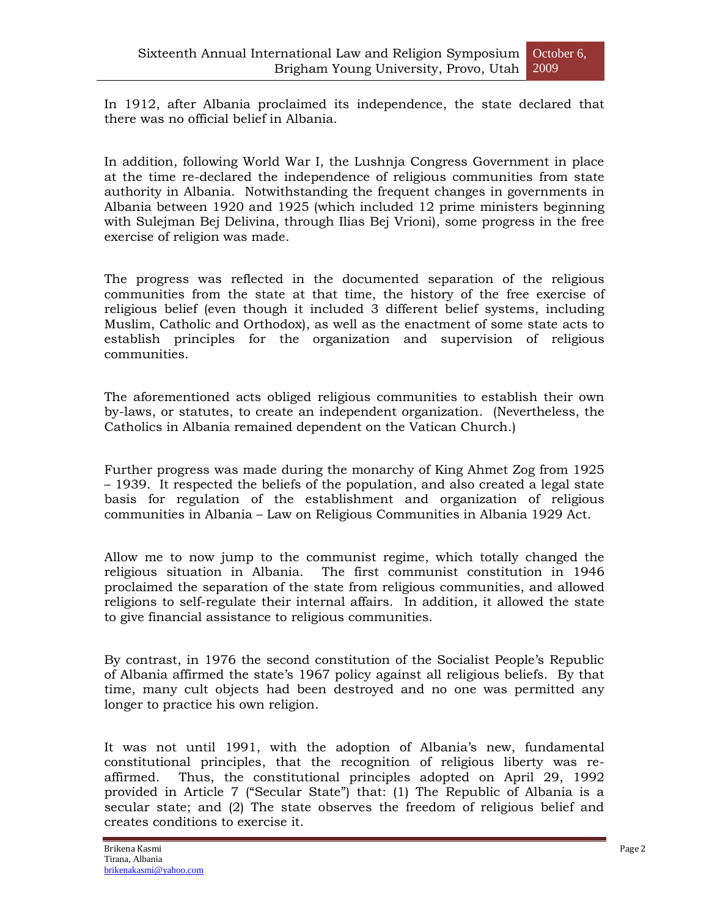In 1912, after Albania proclaimed its independence, the state declared that there was no official belief in Albania.

In addition, following World War I, the Lushnja Congress Government in place at the time re-declared the independence of religious communities from state authority in Albania. Notwithstanding the frequent changes in governments in Albania between 1920 and 1925 (which included 12 prime ministers beginning with Sulejman Bej Delivina, through Ilias Bej Vrioni), some progress in the free exercise of religion was made.

The progress was reflected in the documented separation of the religious communities from the state at that time, the history of the free exercise of religious belief (even though it included 3 different belief systems, including Muslim, Catholic and Orthodox), as well as the enactment of some state acts to establish principles for the organization and supervision of religious communities.

The aforementioned acts obliged religious communities to establish their own by-laws, or statutes, to create an independent organization. (Nevertheless, the Catholics in Albania remained dependent on the Vatican Church.)

Further progress was made during the monarchy of King Ahmet Zog from 1925 – 1939. It respected the beliefs of the population, and also created a legal state basis for regulation of the establishment and organization of religious communities in Albania – Law on Religious Communities in Albania 1929 Act.

Allow me to now jump to the communist regime, which totally changed the religious situation in Albania. The first communist constitution in 1946 proclaimed the separation of the state from religious communities, and allowed religions to self-regulate their internal affairs. In addition, it allowed the state to give financial assistance to religious communities.

By contrast, in 1976 the second constitution of the Socialist People's Republic of Albania affirmed the state's 1967 policy against all religious beliefs. By that time, many cult objects had been destroyed and no one was permitted any longer to practice his own religion.

It was not until 1991, with the adoption of Albania's new, fundamental constitutional principles, that the recognition of religious liberty was re-affirmed. Thus, the constitutional principles adopted on April 29, 1992 provided in Article 7 ("Secular State") that: (1) The Republic of Albania is a secular state; and (2) The state observes the freedom of religious belief and creates conditions to exercise it.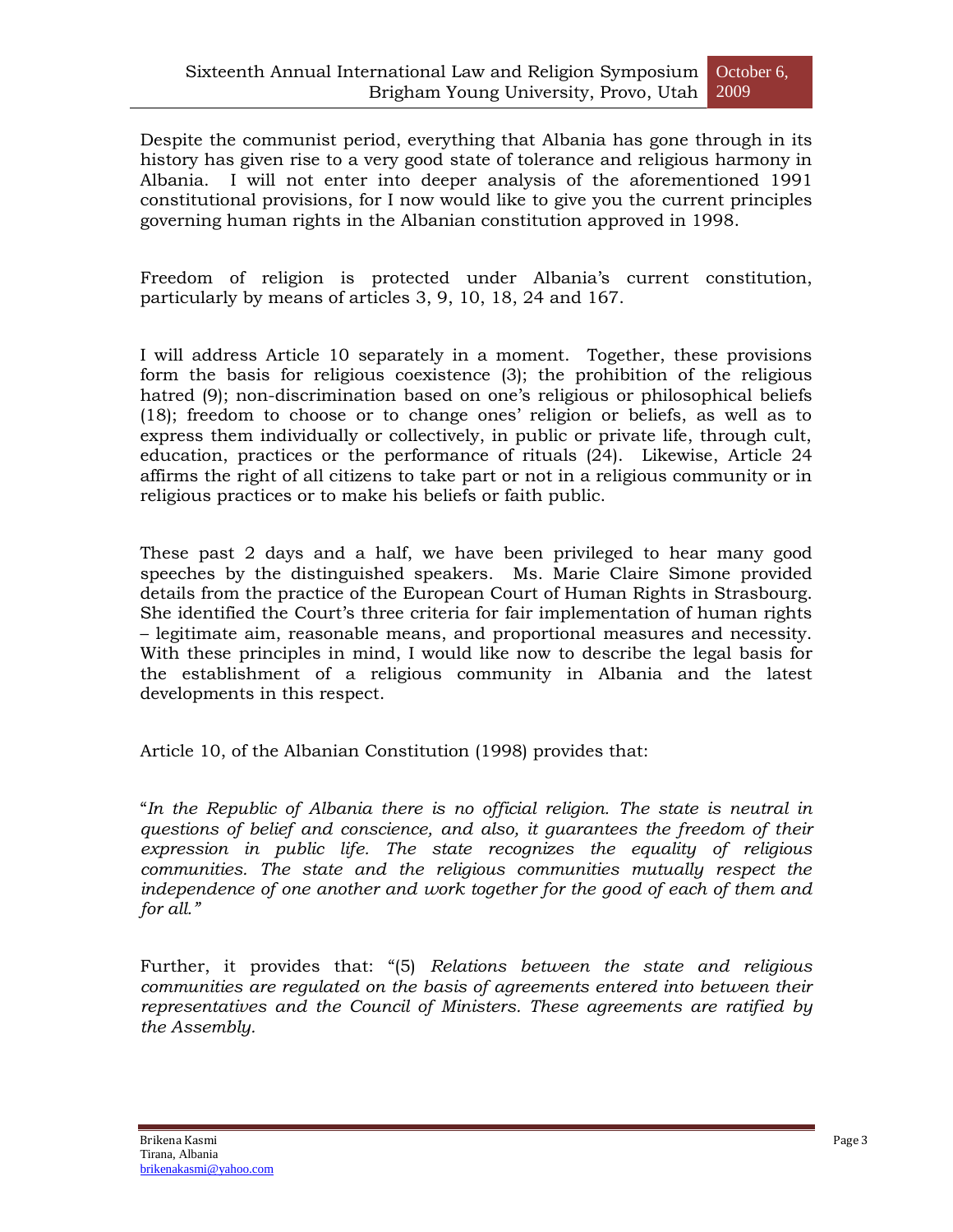Despite the communist period, everything that Albania has gone through in its history has given rise to a very good state of tolerance and religious harmony in Albania. I will not enter into deeper analysis of the aforementioned 1991 constitutional provisions, for I now would like to give you the current principles governing human rights in the Albanian constitution approved in 1998.

Freedom of religion is protected under Albania's current constitution, particularly by means of articles 3, 9, 10, 18, 24 and 167.

I will address Article 10 separately in a moment. Together, these provisions form the basis for religious coexistence (3); the prohibition of the religious hatred (9); non-discrimination based on one's religious or philosophical beliefs (18); freedom to choose or to change ones' religion or beliefs, as well as to express them individually or collectively, in public or private life, through cult, education, practices or the performance of rituals (24). Likewise, Article 24 affirms the right of all citizens to take part or not in a religious community or in religious practices or to make his beliefs or faith public.

These past 2 days and a half, we have been privileged to hear many good speeches by the distinguished speakers. Ms. Marie Claire Simone provided details from the practice of the European Court of Human Rights in Strasbourg. She identified the Court's three criteria for fair implementation of human rights – legitimate aim, reasonable means, and proportional measures and necessity. With these principles in mind, I would like now to describe the legal basis for the establishment of a religious community in Albania and the latest developments in this respect.

Article 10, of the Albanian Constitution (1998) provides that:

"*In the Republic of Albania there is no official religion. The state is neutral in questions of belief and conscience, and also, it guarantees the freedom of their expression in public life. The state recognizes the equality of religious communities. The state and the religious communities mutually respect the independence of one another and work together for the good of each of them and for all."*

Further, it provides that: "(5) *Relations between the state and religious communities are regulated on the basis of agreements entered into between their representatives and the Council of Ministers. These agreements are ratified by the Assembly.*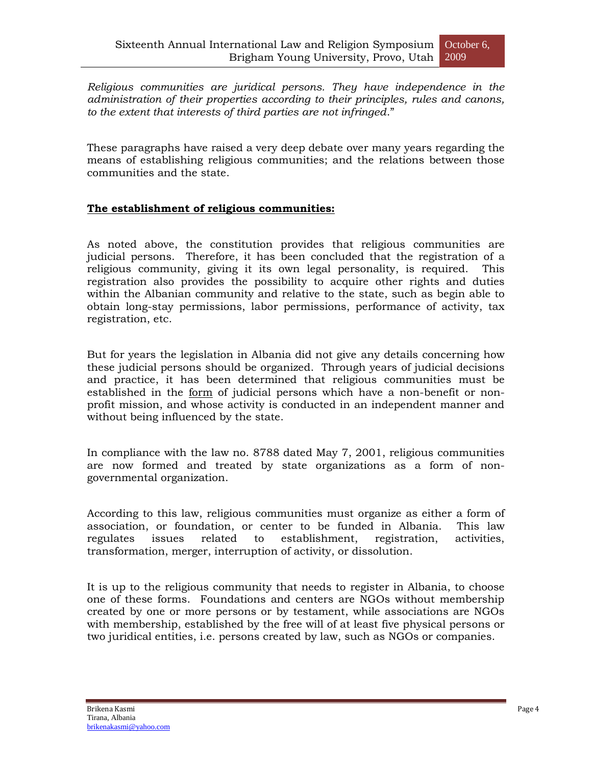*Religious communities are juridical persons. They have independence in the administration of their properties according to their principles, rules and canons, to the extent that interests of third parties are not infringed*."

These paragraphs have raised a very deep debate over many years regarding the means of establishing religious communities; and the relations between those communities and the state.

**The establishment of religious communities:**

As noted above, the constitution provides that religious communities are judicial persons. Therefore, it has been concluded that the registration of a religious community, giving it its own legal personality, is required. This registration also provides the possibility to acquire other rights and duties within the Albanian community and relative to the state, such as begin able to obtain long-stay permissions, labor permissions, performance of activity, tax registration, etc.

But for years the legislation in Albania did not give any details concerning how these judicial persons should be organized. Through years of judicial decisions and practice, it has been determined that religious communities must be established in the form of judicial persons which have a non-benefit or non-profit mission, and whose activity is conducted in an independent manner and without being influenced by the state.

In compliance with the law no. 8788 dated May 7, 2001, religious communities are now formed and treated by state organizations as a form of non-governmental organization.

According to this law, religious communities must organize as either a form of association, or foundation, or center to be funded in Albania. This law regulates issues related to establishment, registration, activities, transformation, merger, interruption of activity, or dissolution.

It is up to the religious community that needs to register in Albania, to choose one of these forms. Foundations and centers are NGOs without membership created by one or more persons or by testament, while associations are NGOs with membership, established by the free will of at least five physical persons or two juridical entities, i.e. persons created by law, such as NGOs or companies.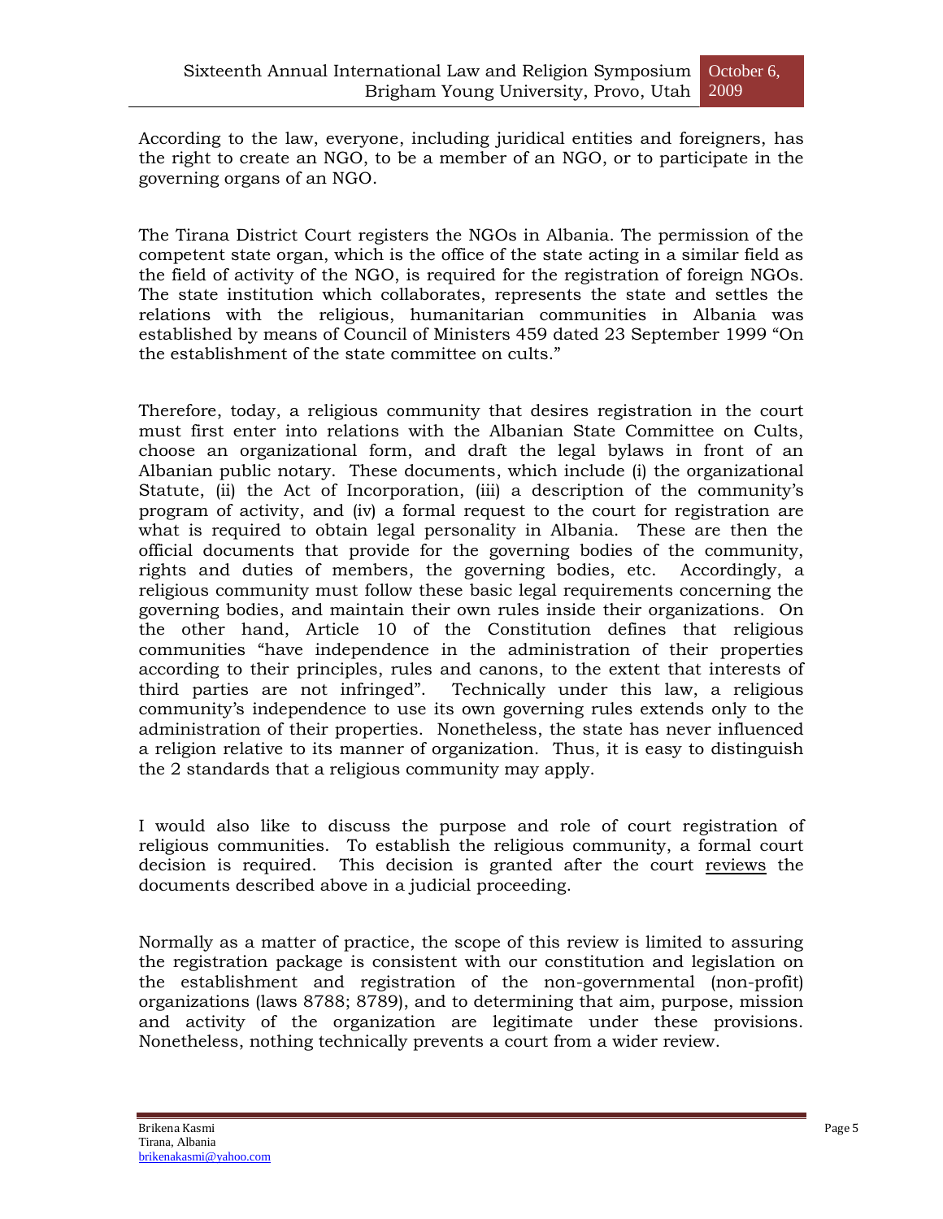According to the law, everyone, including juridical entities and foreigners, has the right to create an NGO, to be a member of an NGO, or to participate in the governing organs of an NGO.

The Tirana District Court registers the NGOs in Albania. The permission of the competent state organ, which is the office of the state acting in a similar field as the field of activity of the NGO, is required for the registration of foreign NGOs. The state institution which collaborates, represents the state and settles the relations with the religious, humanitarian communities in Albania was established by means of Council of Ministers 459 dated 23 September 1999 "On the establishment of the state committee on cults."

Therefore, today, a religious community that desires registration in the court must first enter into relations with the Albanian State Committee on Cults, choose an organizational form, and draft the legal bylaws in front of an Albanian public notary. These documents, which include (i) the organizational Statute, (ii) the Act of Incorporation, (iii) a description of the community's program of activity, and (iv) a formal request to the court for registration are what is required to obtain legal personality in Albania. These are then the official documents that provide for the governing bodies of the community, rights and duties of members, the governing bodies, etc. Accordingly, a religious community must follow these basic legal requirements concerning the governing bodies, and maintain their own rules inside their organizations. On the other hand, Article 10 of the Constitution defines that religious communities "have independence in the administration of their properties according to their principles, rules and canons, to the extent that interests of third parties are not infringed". Technically under this law, a religious community's independence to use its own governing rules extends only to the administration of their properties. Nonetheless, the state has never influenced a religion relative to its manner of organization. Thus, it is easy to distinguish the 2 standards that a religious community may apply.

I would also like to discuss the purpose and role of court registration of religious communities. To establish the religious community, a formal court decision is required. This decision is granted after the court <u>reviews</u> the documents described above in a judicial proceeding.

Normally as a matter of practice, the scope of this review is limited to assuring the registration package is consistent with our constitution and legislation on the establishment and registration of the non-governmental (non-profit) organizations (laws 8788; 8789), and to determining that aim, purpose, mission and activity of the organization are legitimate under these provisions. Nonetheless, nothing technically prevents a court from a wider review.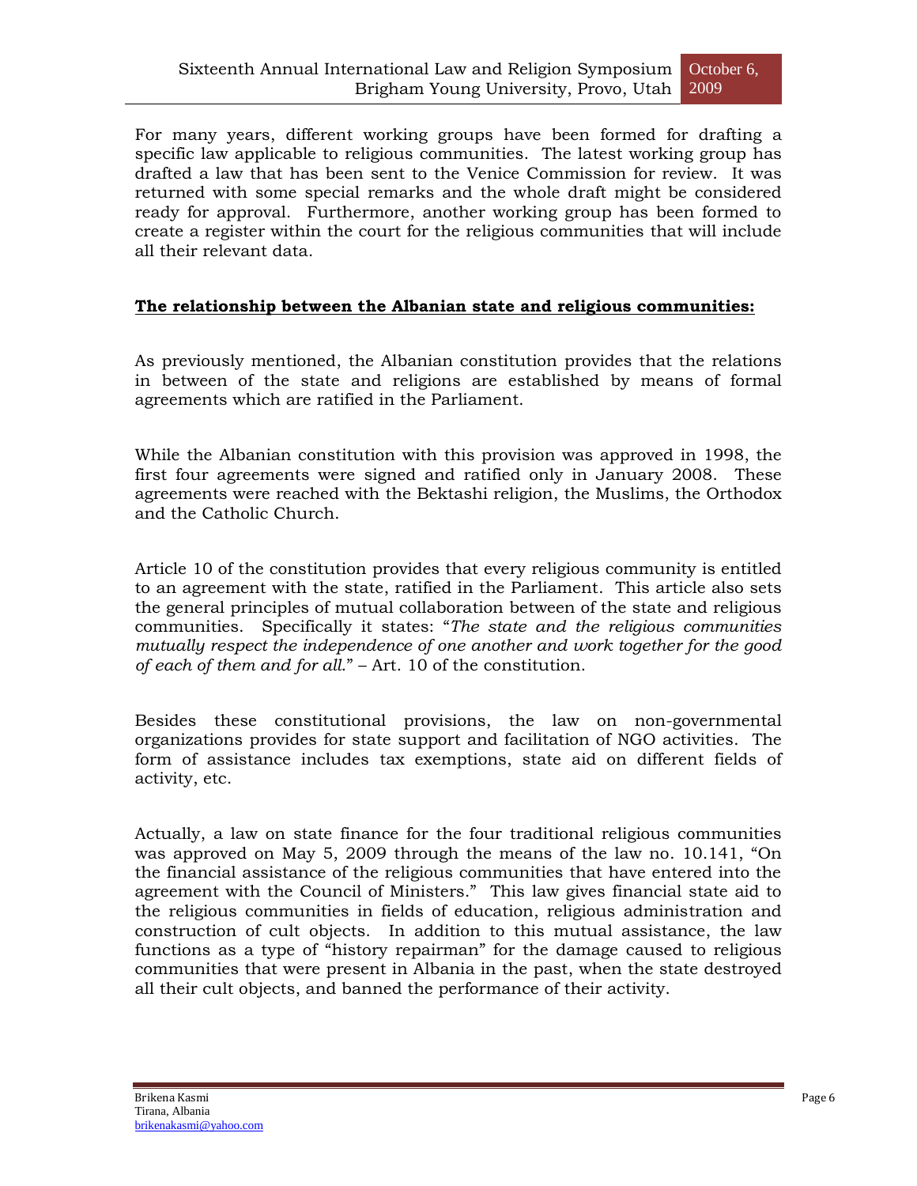For many years, different working groups have been formed for drafting a specific law applicable to religious communities. The latest working group has drafted a law that has been sent to the Venice Commission for review. It was returned with some special remarks and the whole draft might be considered ready for approval. Furthermore, another working group has been formed to create a register within the court for the religious communities that will include all their relevant data.

**<u>The relationship between the Albanian state and religious communities:</u>**

As previously mentioned, the Albanian constitution provides that the relations in between of the state and religions are established by means of formal agreements which are ratified in the Parliament.

While the Albanian constitution with this provision was approved in 1998, the first four agreements were signed and ratified only in January 2008. These agreements were reached with the Bektashi religion, the Muslims, the Orthodox and the Catholic Church.

Article 10 of the constitution provides that every religious community is entitled to an agreement with the state, ratified in the Parliament. This article also sets the general principles of mutual collaboration between of the state and religious communities. Specifically it states: "*The state and the religious communities mutually respect the independence of one another and work together for the good of each of them and for all.*" – Art. 10 of the constitution.

Besides these constitutional provisions, the law on non-governmental organizations provides for state support and facilitation of NGO activities. The form of assistance includes tax exemptions, state aid on different fields of activity, etc.

Actually, a law on state finance for the four traditional religious communities was approved on May 5, 2009 through the means of the law no. 10.141, "On the financial assistance of the religious communities that have entered into the agreement with the Council of Ministers." This law gives financial state aid to the religious communities in fields of education, religious administration and construction of cult objects. In addition to this mutual assistance, the law functions as a type of "history repairman" for the damage caused to religious communities that were present in Albania in the past, when the state destroyed all their cult objects, and banned the performance of their activity.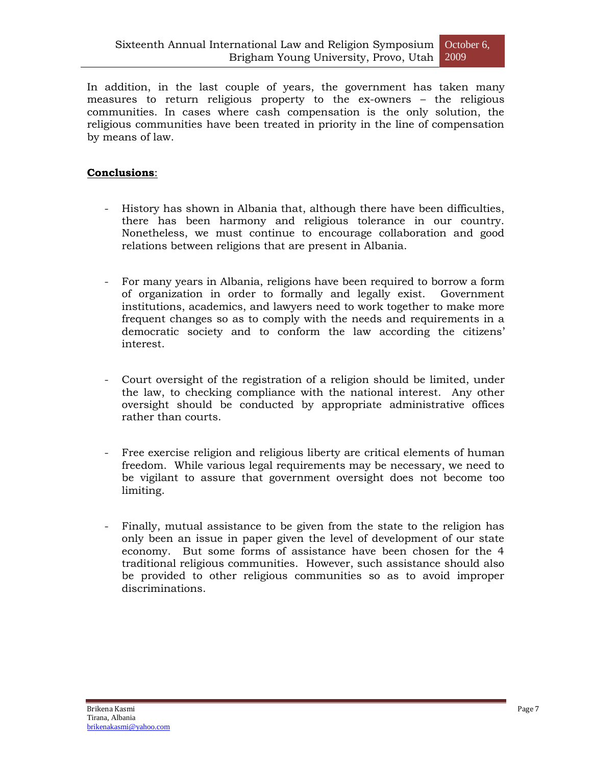In addition, in the last couple of years, the government has taken many measures to return religious property to the ex-owners – the religious communities. In cases where cash compensation is the only solution, the religious communities have been treated in priority in the line of compensation by means of law.

**Conclusions**:

- History has shown in Albania that, although there have been difficulties, there has been harmony and religious tolerance in our country. Nonetheless, we must continue to encourage collaboration and good relations between religions that are present in Albania.

- For many years in Albania, religions have been required to borrow a form of organization in order to formally and legally exist. Government institutions, academics, and lawyers need to work together to make more frequent changes so as to comply with the needs and requirements in a democratic society and to conform the law according the citizens' interest.

- Court oversight of the registration of a religion should be limited, under the law, to checking compliance with the national interest. Any other oversight should be conducted by appropriate administrative offices rather than courts.

- Free exercise religion and religious liberty are critical elements of human freedom. While various legal requirements may be necessary, we need to be vigilant to assure that government oversight does not become too limiting.

- Finally, mutual assistance to be given from the state to the religion has only been an issue in paper given the level of development of our state economy. But some forms of assistance have been chosen for the 4 traditional religious communities. However, such assistance should also be provided to other religious communities so as to avoid improper discriminations.